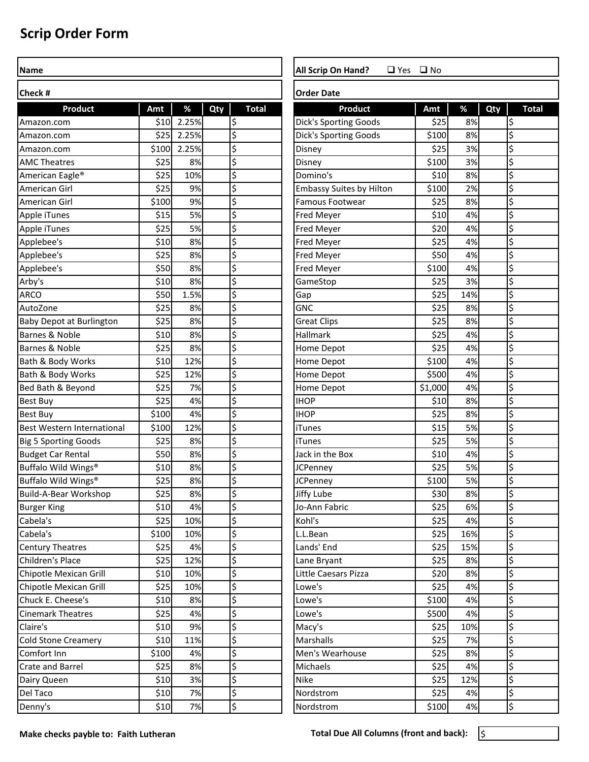# Scrip Order Form

| Name | |
|---|---|
| **Check #** | |

| All Scrip On Hand? | ❑ Yes ❑ No |
|---|---|
| **Order Date** | |

| Product | Amt | % | Qty | Total |
|---|---|---|---|---|
| Amazon.com | $10 | 2.25% | | $ |
| Amazon.com | $25 | 2.25% | | $ |
| Amazon.com | $100 | 2.25% | | $ |
| AMC Theatres | $25 | 8% | | $ |
| American Eagle® | $25 | 10% | | $ |
| American Girl | $25 | 9% | | $ |
| American Girl | $100 | 9% | | $ |
| Apple iTunes | $15 | 5% | | $ |
| Apple iTunes | $25 | 5% | | $ |
| Applebee's | $10 | 8% | | $ |
| Applebee's | $25 | 8% | | $ |
| Applebee's | $50 | 8% | | $ |
| Arby's | $10 | 8% | | $ |
| ARCO | $50 | 1.5% | | $ |
| AutoZone | $25 | 8% | | $ |
| Baby Depot at Burlington | $25 | 8% | | $ |
| Barnes & Noble | $10 | 8% | | $ |
| Barnes & Noble | $25 | 8% | | $ |
| Bath & Body Works | $10 | 12% | | $ |
| Bath & Body Works | $25 | 12% | | $ |
| Bed Bath & Beyond | $25 | 7% | | $ |
| Best Buy | $25 | 4% | | $ |
| Best Buy | $100 | 4% | | $ |
| Best Western International | $100 | 12% | | $ |
| Big 5 Sporting Goods | $25 | 8% | | $ |
| Budget Car Rental | $50 | 8% | | $ |
| Buffalo Wild Wings® | $10 | 8% | | $ |
| Buffalo Wild Wings® | $25 | 8% | | $ |
| Build-A-Bear Workshop | $25 | 8% | | $ |
| Burger King | $10 | 4% | | $ |
| Cabela's | $25 | 10% | | $ |
| Cabela's | $100 | 10% | | $ |
| Century Theatres | $25 | 4% | | $ |
| Children's Place | $25 | 12% | | $ |
| Chipotle Mexican Grill | $10 | 10% | | $ |
| Chipotle Mexican Grill | $25 | 10% | | $ |
| Chuck E. Cheese's | $10 | 8% | | $ |
| Cinemark Theatres | $25 | 4% | | $ |
| Claire's | $10 | 9% | | $ |
| Cold Stone Creamery | $10 | 11% | | $ |
| Comfort Inn | $100 | 4% | | $ |
| Crate and Barrel | $25 | 8% | | $ |
| Dairy Queen | $10 | 3% | | $ |
| Del Taco | $10 | 7% | | $ |
| Denny's | $10 | 7% | | $ |
| Dick's Sporting Goods | $25 | 8% | | $ |
| Dick's Sporting Goods | $100 | 8% | | $ |
| Disney | $25 | 3% | | $ |
| Disney | $100 | 3% | | $ |
| Domino's | $10 | 8% | | $ |
| Embassy Suites by Hilton | $100 | 2% | | $ |
| Famous Footwear | $25 | 8% | | $ |
| Fred Meyer | $10 | 4% | | $ |
| Fred Meyer | $20 | 4% | | $ |
| Fred Meyer | $25 | 4% | | $ |
| Fred Meyer | $50 | 4% | | $ |
| Fred Meyer | $100 | 4% | | $ |
| GameStop | $25 | 3% | | $ |
| Gap | $25 | 14% | | $ |
| GNC | $25 | 8% | | $ |
| Great Clips | $25 | 8% | | $ |
| Hallmark | $25 | 4% | | $ |
| Home Depot | $25 | 4% | | $ |
| Home Depot | $100 | 4% | | $ |
| Home Depot | $500 | 4% | | $ |
| Home Depot | $1,000 | 4% | | $ |
| IHOP | $10 | 8% | | $ |
| IHOP | $25 | 8% | | $ |
| iTunes | $15 | 5% | | $ |
| iTunes | $25 | 5% | | $ |
| Jack in the Box | $10 | 4% | | $ |
| JCPenney | $25 | 5% | | $ |
| JCPenney | $100 | 5% | | $ |
| Jiffy Lube | $30 | 8% | | $ |
| Jo-Ann Fabric | $25 | 6% | | $ |
| Kohl's | $25 | 4% | | $ |
| L.L.Bean | $25 | 16% | | $ |
| Lands' End | $25 | 15% | | $ |
| Lane Bryant | $25 | 8% | | $ |
| Little Caesars Pizza | $20 | 8% | | $ |
| Lowe's | $25 | 4% | | $ |
| Lowe's | $100 | 4% | | $ |
| Lowe's | $500 | 4% | | $ |
| Macy's | $25 | 10% | | $ |
| Marshalls | $25 | 7% | | $ |
| Men's Wearhouse | $25 | 8% | | $ |
| Michaels | $25 | 4% | | $ |
| Nike | $25 | 12% | | $ |
| Nordstrom | $25 | 4% | | $ |
| Nordstrom | $100 | 4% | | $ |

**Make checks payble to: Faith Lutheran**

**Total Due All Columns (front and back):** $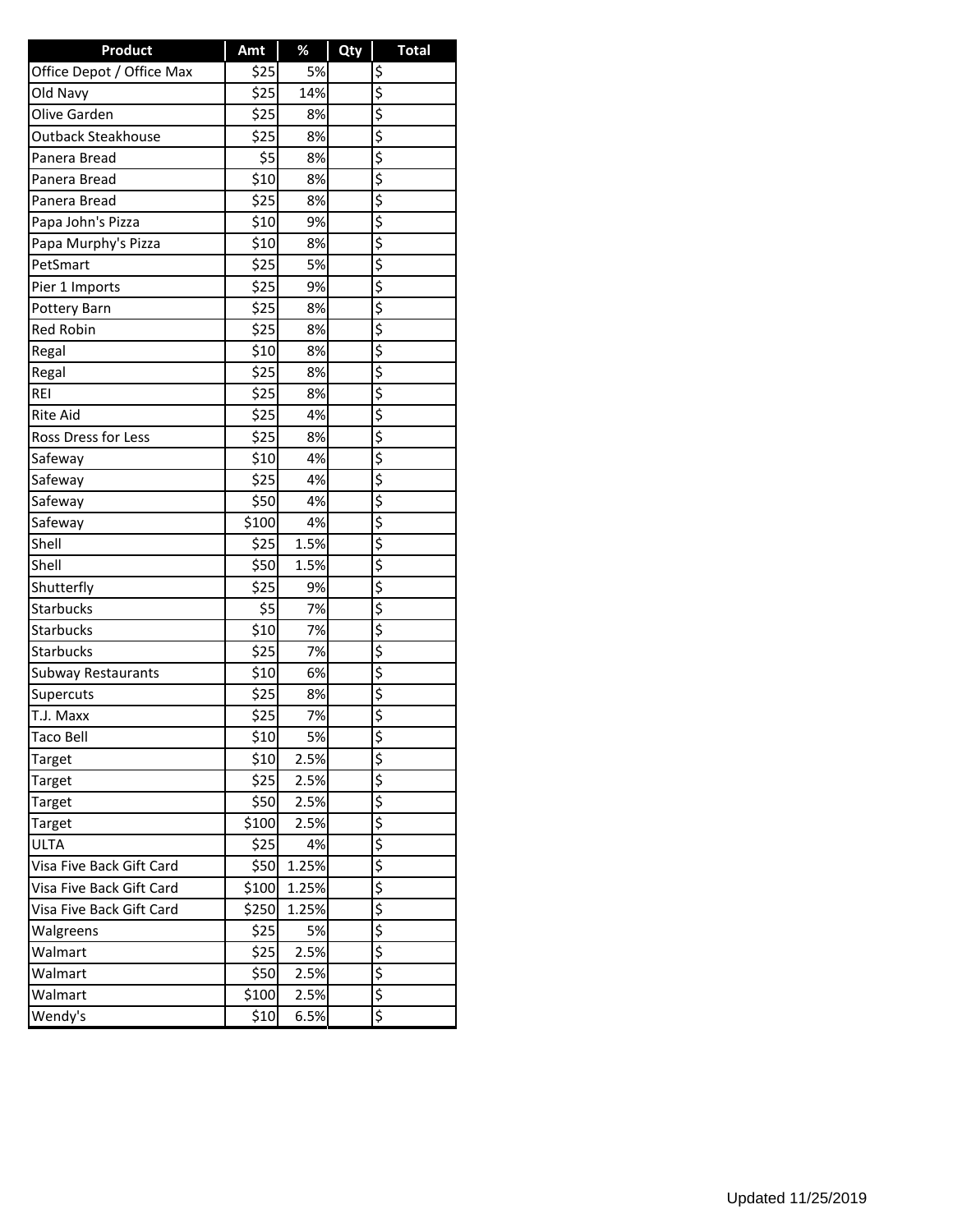| Product | Amt | % | Qty | Total |
|---|---|---|---|---|
| Office Depot / Office Max | $25 | 5% | | $ |
| Old Navy | $25 | 14% | | $ |
| Olive Garden | $25 | 8% | | $ |
| Outback Steakhouse | $25 | 8% | | $ |
| Panera Bread | $5 | 8% | | $ |
| Panera Bread | $10 | 8% | | $ |
| Panera Bread | $25 | 8% | | $ |
| Papa John's Pizza | $10 | 9% | | $ |
| Papa Murphy's Pizza | $10 | 8% | | $ |
| PetSmart | $25 | 5% | | $ |
| Pier 1 Imports | $25 | 9% | | $ |
| Pottery Barn | $25 | 8% | | $ |
| Red Robin | $25 | 8% | | $ |
| Regal | $10 | 8% | | $ |
| Regal | $25 | 8% | | $ |
| REI | $25 | 8% | | $ |
| Rite Aid | $25 | 4% | | $ |
| Ross Dress for Less | $25 | 8% | | $ |
| Safeway | $10 | 4% | | $ |
| Safeway | $25 | 4% | | $ |
| Safeway | $50 | 4% | | $ |
| Safeway | $100 | 4% | | $ |
| Shell | $25 | 1.5% | | $ |
| Shell | $50 | 1.5% | | $ |
| Shutterfly | $25 | 9% | | $ |
| Starbucks | $5 | 7% | | $ |
| Starbucks | $10 | 7% | | $ |
| Starbucks | $25 | 7% | | $ |
| Subway Restaurants | $10 | 6% | | $ |
| Supercuts | $25 | 8% | | $ |
| T.J. Maxx | $25 | 7% | | $ |
| Taco Bell | $10 | 5% | | $ |
| Target | $10 | 2.5% | | $ |
| Target | $25 | 2.5% | | $ |
| Target | $50 | 2.5% | | $ |
| Target | $100 | 2.5% | | $ |
| ULTA | $25 | 4% | | $ |
| Visa Five Back Gift Card | $50 | 1.25% | | $ |
| Visa Five Back Gift Card | $100 | 1.25% | | $ |
| Visa Five Back Gift Card | $250 | 1.25% | | $ |
| Walgreens | $25 | 5% | | $ |
| Walmart | $25 | 2.5% | | $ |
| Walmart | $50 | 2.5% | | $ |
| Walmart | $100 | 2.5% | | $ |
| Wendy's | $10 | 6.5% | | $ |

Updated 11/25/2019